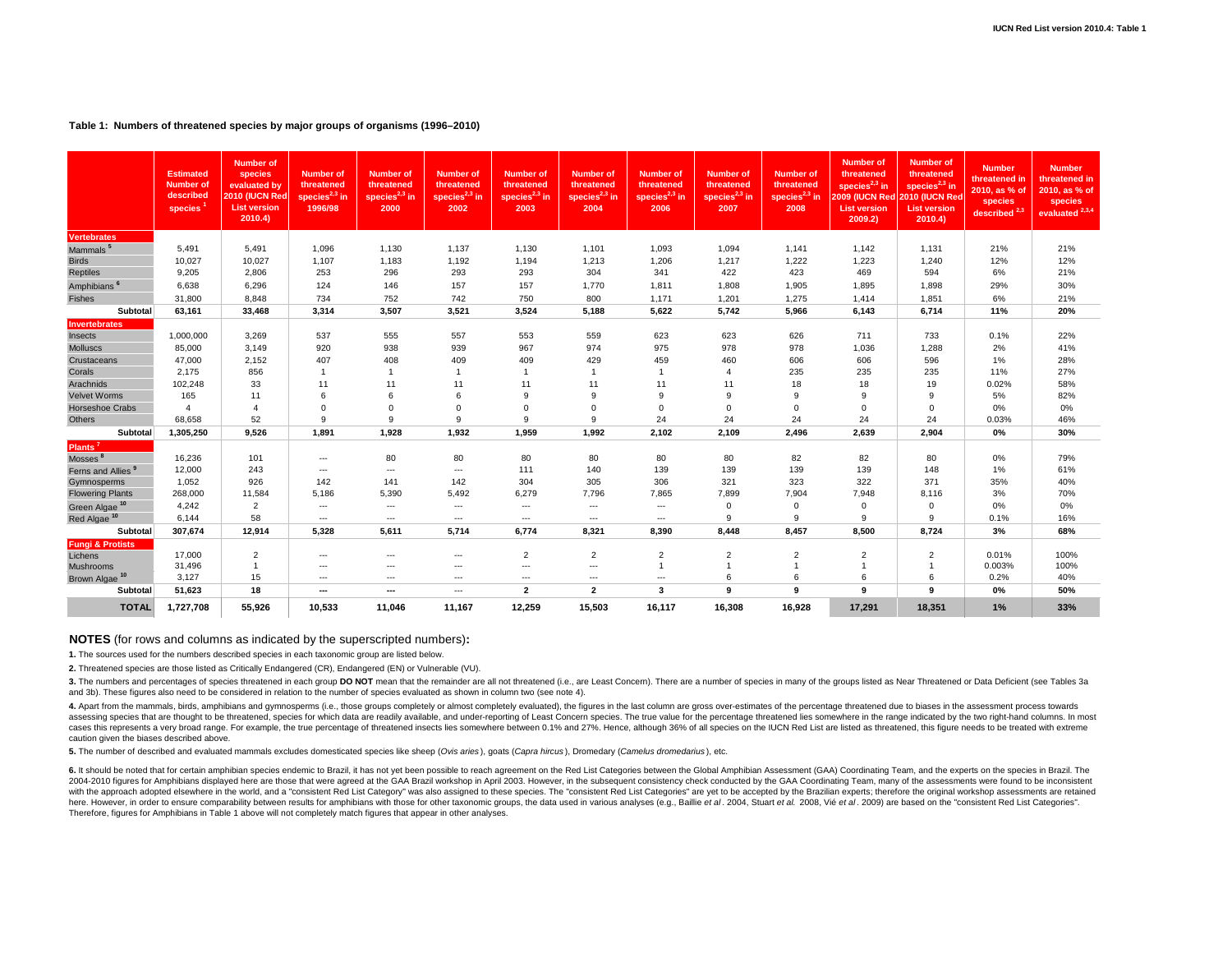**Table 1: Numbers of threatened species by major groups of organisms (1996–2010)**

| | Estimated Number of described species [1] | Number of species evaluated by 2010 (IUCN Red List version 2010.4) | Number of threatened species[2,3] in 1996/98 | Number of threatened species[2,3] in 2000 | Number of threatened species[2,3] in 2002 | Number of threatened species[2,3] in 2003 | Number of threatened species[2,3] in 2004 | Number of threatened species[2,3] in 2006 | Number of threatened species[2,3] in 2007 | Number of threatened species[2,3] in 2008 | Number of threatened species[2,3] in 2009 (IUCN Red List version 2009.2) | Number of threatened species[2,3] in 2010 (IUCN Red List version 2010.4) | Number threatened in 2010, as % of species described [2,3] | Number threatened in 2010, as % of species evaluated [2,3,4] |
|---|---|---|---|---|---|---|---|---|---|---|---|---|---|---|
| **Vertebrates** | | | | | | | | | | | | | | |
| Mammals [5] | 5,491 | 5,491 | 1,096 | 1,130 | 1,137 | 1,130 | 1,101 | 1,093 | 1,094 | 1,141 | 1,142 | 1,131 | 21% | 21% |
| Birds | 10,027 | 10,027 | 1,107 | 1,183 | 1,192 | 1,194 | 1,213 | 1,206 | 1,217 | 1,222 | 1,223 | 1,240 | 12% | 12% |
| Reptiles | 9,205 | 2,806 | 253 | 296 | 293 | 293 | 304 | 341 | 422 | 423 | 469 | 594 | 6% | 21% |
| Amphibians [6] | 6,638 | 6,296 | 124 | 146 | 157 | 157 | 1,770 | 1,811 | 1,808 | 1,905 | 1,895 | 1,898 | 29% | 30% |
| Fishes | 31,800 | 8,848 | 734 | 752 | 742 | 750 | 800 | 1,171 | 1,201 | 1,275 | 1,414 | 1,851 | 6% | 21% |
| **Subtotal** | **63,161** | **33,468** | **3,314** | **3,507** | **3,521** | **3,524** | **5,188** | **5,622** | **5,742** | **5,966** | **6,143** | **6,714** | **11%** | **20%** |
| **Invertebrates** | | | | | | | | | | | | | | |
| Insects | 1,000,000 | 3,269 | 537 | 555 | 557 | 553 | 559 | 623 | 623 | 626 | 711 | 733 | 0.1% | 22% |
| Molluscs | 85,000 | 3,149 | 920 | 938 | 939 | 967 | 974 | 975 | 978 | 978 | 1,036 | 1,288 | 2% | 41% |
| Crustaceans | 47,000 | 2,152 | 407 | 408 | 409 | 409 | 429 | 459 | 460 | 606 | 606 | 596 | 1% | 28% |
| Corals | 2,175 | 856 | 1 | 1 | 1 | 1 | 1 | 1 | 4 | 235 | 235 | 235 | 11% | 27% |
| Arachnids | 102,248 | 33 | 11 | 11 | 11 | 11 | 11 | 11 | 11 | 18 | 18 | 19 | 0.02% | 58% |
| Velvet Worms | 165 | 11 | 6 | 6 | 6 | 9 | 9 | 9 | 9 | 9 | 9 | 9 | 5% | 82% |
| Horseshoe Crabs | 4 | 4 | 0 | 0 | 0 | 0 | 0 | 0 | 0 | 0 | 0 | 0 | 0% | 0% |
| Others | 68,658 | 52 | 9 | 9 | 9 | 9 | 9 | 24 | 24 | 24 | 24 | 24 | 0.03% | 46% |
| **Subtotal** | **1,305,250** | **9,526** | **1,891** | **1,928** | **1,932** | **1,959** | **1,992** | **2,102** | **2,109** | **2,496** | **2,639** | **2,904** | **0%** | **30%** |
| **Plants [7]** | | | | | | | | | | | | | | |
| Mosses [8] | 16,236 | 101 | --- | 80 | 80 | 80 | 80 | 80 | 80 | 82 | 82 | 80 | 0% | 79% |
| Ferns and Allies [9] | 12,000 | 243 | --- | --- | --- | 111 | 140 | 139 | 139 | 139 | 139 | 148 | 1% | 61% |
| Gymnosperms | 1,052 | 926 | 142 | 141 | 142 | 304 | 305 | 306 | 321 | 323 | 322 | 371 | 35% | 40% |
| Flowering Plants | 268,000 | 11,584 | 5,186 | 5,390 | 5,492 | 6,279 | 7,796 | 7,865 | 7,899 | 7,904 | 7,948 | 8,116 | 3% | 70% |
| Green Algae [10] | 4,242 | 2 | --- | --- | --- | --- | --- | --- | 0 | 0 | 0 | 0 | 0% | 0% |
| Red Algae [10] | 6,144 | 58 | --- | --- | --- | --- | --- | --- | 9 | 9 | 9 | 9 | 0.1% | 16% |
| **Subtotal** | **307,674** | **12,914** | **5,328** | **5,611** | **5,714** | **6,774** | **8,321** | **8,390** | **8,448** | **8,457** | **8,500** | **8,724** | **3%** | **68%** |
| **Fungi & Protists** | | | | | | | | | | | | | | |
| Lichens | 17,000 | 2 | --- | --- | --- | 2 | 2 | 2 | 2 | 2 | 2 | 2 | 0.01% | 100% |
| Mushrooms | 31,496 | 1 | --- | --- | --- | --- | --- | 1 | 1 | 1 | 1 | 1 | 0.003% | 100% |
| Brown Algae [10] | 3,127 | 15 | --- | --- | --- | --- | --- | --- | 6 | 6 | 6 | 6 | 0.2% | 40% |
| **Subtotal** | **51,623** | **18** | **---** | **---** | --- | **2** | **2** | **3** | **9** | **9** | **9** | **9** | **0%** | **50%** |
| **TOTAL** | **1,727,708** | **55,926** | **10,533** | **11,046** | **11,167** | **12,259** | **15,503** | **16,117** | **16,308** | **16,928** | **17,291** | **18,351** | **1%** | **33%** |

**NOTES** (for rows and columns as indicated by the superscripted numbers)**:**

**1.** The sources used for the numbers described species in each taxonomic group are listed below.

**2.** Threatened species are those listed as Critically Endangered (CR), Endangered (EN) or Vulnerable (VU).

**3.** The numbers and percentages of species threatened in each group **DO NOT** mean that the remainder are all not threatened (i.e., are Least Concern). There are a number of species in many of the groups listed as Near Threatened or Data Deficient (see Tables 3a and 3b). These figures also need to be considered in relation to the number of species evaluated as shown in column two (see note 4).

**4.** Apart from the mammals, birds, amphibians and gymnosperms (i.e., those groups completely or almost completely evaluated), the figures in the last column are gross over-estimates of the percentage threatened due to biases in the assessment process towards assessing species that are thought to be threatened, species for which data are readily available, and under-reporting of Least Concern species. The true value for the percentage threatened lies somewhere in the range indicated by the two right-hand columns. In most cases this represents a very broad range. For example, the true percentage of threatened insects lies somewhere between 0.1% and 27%. Hence, although 36% of all species on the IUCN Red List are listed as threatened, this figure needs to be treated with extreme caution given the biases described above.

**5.** The number of described and evaluated mammals excludes domesticated species like sheep (*Ovis aries*), goats (*Capra hircus*), Dromedary (*Camelus dromedarius*), etc.

**6.** It should be noted that for certain amphibian species endemic to Brazil, it has not yet been possible to reach agreement on the Red List Categories between the Global Amphibian Assessment (GAA) Coordinating Team, and the experts on the species in Brazil. The 2004-2010 figures for Amphibians displayed here are those that were agreed at the GAA Brazil workshop in April 2003. However, in the subsequent consistency check conducted by the GAA Coordinating Team, many of the assessments were found to be inconsistent with the approach adopted elsewhere in the world, and a "consistent Red List Category" was also assigned to these species. The "consistent Red List Categories" are yet to be accepted by the Brazilian experts; therefore the original workshop assessments are retained here. However, in order to ensure comparability between results for amphibians with those for other taxonomic groups, the data used in various analyses (e.g., Baillie *et al*. 2004, Stuart *et al.* 2008, Vié *et al*. 2009) are based on the "consistent Red List Categories". Therefore, figures for Amphibians in Table 1 above will not completely match figures that appear in other analyses.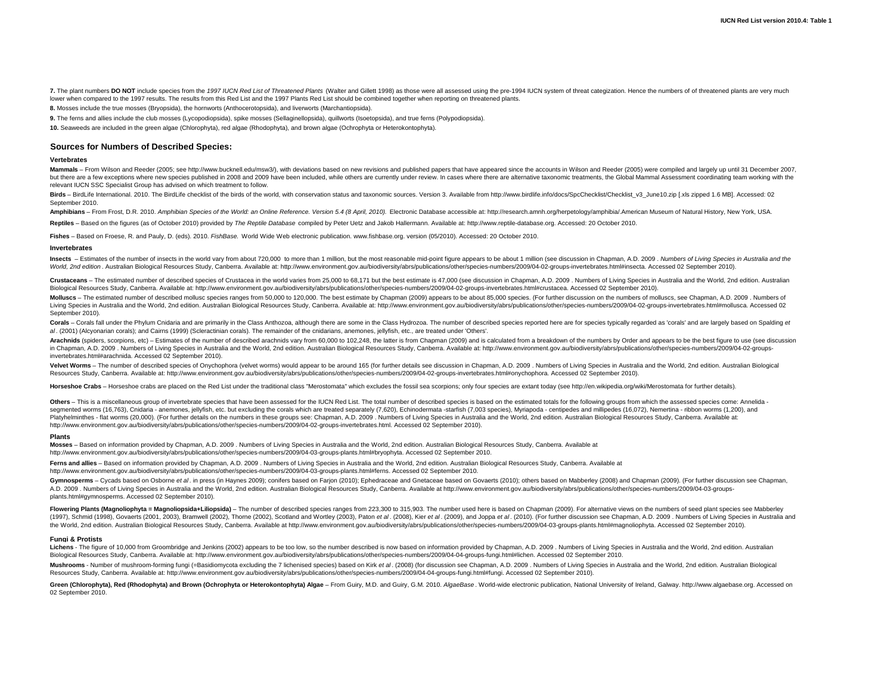**7.** The plant numbers **DO NOT** include species from the *1997 IUCN Red List of Threatened Plants* (Walter and Gillett 1998) as those were all assessed using the pre-1994 IUCN system of threat categization. Hence the numbers of of threatened plants are very much lower when compared to the 1997 results. The results from this Red List and the 1997 Plants Red List should be combined together when reporting on threatened plants.

**8.** Mosses include the true mosses (Bryopsida), the hornworts (Anthocerotopsida), and liverworts (Marchantiopsida).

**9.** The ferns and allies include the club mosses (Lycopodiopsida), spike mosses (Sellaginellopsida), quillworts (Isoetopsida), and true ferns (Polypodiopsida).

**10.** Seaweeds are included in the green algae (Chlorophyta), red algae (Rhodophyta), and brown algae (Ochrophyta or Heterokontophyta).

## Sources for Numbers of Described Species:

### Vertebrates

**Mammals** – From Wilson and Reeder (2005; see http://www.bucknell.edu/msw3/), with deviations based on new revisions and published papers that have appeared since the accounts in Wilson and Reeder (2005) were compiled and largely up until 31 December 2007, but there are a few exceptions where new species published in 2008 and 2009 have been included, while others are currently under review. In cases where there are alternative taxonomic treatments, the Global Mammal Assessment coordinating team working with the relevant IUCN SSC Specialist Group has advised on which treatment to follow.

**Birds** – BirdLife International. 2010. The BirdLife checklist of the birds of the world, with conservation status and taxonomic sources. Version 3. Available from http://www.birdlife.info/docs/SpcChecklist/Checklist_v3_June10.zip [.xls zipped 1.6 MB]. Accessed: 02 September 2010.

**Amphibians** – From Frost, D.R. 2010. *Amphibian Species of the World: an Online Reference. Version 5.4 (8 April, 2010).* Electronic Database accessible at: http://research.amnh.org/herpetology/amphibia/.American Museum of Natural History, New York, USA.

**Reptiles** – Based on the figures (as of October 2010) provided by *The Reptile Database* compiled by Peter Uetz and Jakob Hallermann. Available at: http://www.reptile-database.org. Accessed: 20 October 2010.

**Fishes** – Based on Froese, R. and Pauly, D. (eds). 2010. *FishBase.* World Wide Web electronic publication. www.fishbase.org. version (05/2010). Accessed: 20 October 2010.

### Invertebrates

**Insects** – Estimates of the number of insects in the world vary from about 720,000 to more than 1 million, but the most reasonable mid-point figure appears to be about 1 million (see discussion in Chapman, A.D. 2009 . *Numbers of Living Species in Australia and the World, 2nd edition* . Australian Biological Resources Study, Canberra. Available at: http://www.environment.gov.au/biodiversity/abrs/publications/other/species-numbers/2009/04-02-groups-invertebrates.html#insecta. Accessed 02 September 2010).

**Crustaceans** – The estimated number of described species of Crustacea in the world varies from 25,000 to 68,171 but the best estimate is 47,000 (see discussion in Chapman, A.D. 2009 . Numbers of Living Species in Australia and the World, 2nd edition. Australian Biological Resources Study, Canberra. Available at: http://www.environment.gov.au/biodiversity/abrs/publications/other/species-numbers/2009/04-02-groups-invertebrates.html#crustacea. Accessed 02 September 2010).

**Molluscs** – The estimated number of described mollusc species ranges from 50,000 to 120,000. The best estimate by Chapman (2009) appears to be about 85,000 species. (For further discussion on the numbers of molluscs, see Chapman, A.D. 2009 . Numbers of Living Species in Australia and the World, 2nd edition. Australian Biological Resources Study, Canberra. Available at: http://www.environment.gov.au/biodiversity/abrs/publications/other/species-numbers/2009/04-02-groups-invertebrates.html#mollusca. Accessed 02 September 2010).

**Corals** – Corals fall under the Phylum Cnidaria and are primarily in the Class Anthozoa, although there are some in the Class Hydrozoa. The number of described species reported here are for species typically regarded as 'corals' and are largely based on Spalding *et al* . (2001) (Alcyonarian corals); and Cairns (1999) (Scleractinian corals). The remainder of the cnidarians, anemones, jellyfish, etc., are treated under 'Others'.

**Arachnids** (spiders, scorpions, etc) – Estimates of the number of described arachnids vary from 60,000 to 102,248, the latter is from Chapman (2009) and is calculated from a breakdown of the numbers by Order and appears to be the best figure to use (see discussion in Chapman, A.D. 2009 . Numbers of Living Species in Australia and the World, 2nd edition. Australian Biological Resources Study, Canberra. Available at: http://www.environment.gov.au/biodiversity/abrs/publications/other/species-numbers/2009/04-02-groups-invertebrates.html#arachnida. Accessed 02 September 2010).

**Velvet Worms** – The number of described species of Onychophora (velvet worms) would appear to be around 165 (for further details see discussion in Chapman, A.D. 2009 . Numbers of Living Species in Australia and the World, 2nd edition. Australian Biological Resources Study, Canberra. Available at: http://www.environment.gov.au/biodiversity/abrs/publications/other/species-numbers/2009/04-02-groups-invertebrates.html#onychophora. Accessed 02 September 2010).

**Horseshoe Crabs** – Horseshoe crabs are placed on the Red List under the traditional class "Merostomata" which excludes the fossil sea scorpions; only four species are extant today (see http://en.wikipedia.org/wiki/Merostomata for further details).

**Others** – This is a miscellaneous group of invertebrate species that have been assessed for the IUCN Red List. The total number of described species is based on the estimated totals for the following groups from which the assessed species come: Annelida - segmented worms (16,763), Cnidaria - anemones, jellyfish, etc. but excluding the corals which are treated separately (7,620), Echinodermata -starfish (7,003 species), Myriapoda - centipedes and millipedes (16,072), Nemertina - ribbon worms (1,200), and Platyhelminthes - flat worms (20,000). (For further details on the numbers in these groups see: Chapman, A.D. 2009 . Numbers of Living Species in Australia and the World, 2nd edition. Australian Biological Resources Study, Canberra. Available at: http://www.environment.gov.au/biodiversity/abrs/publications/other/species-numbers/2009/04-02-groups-invertebrates.html. Accessed 02 September 2010).

### Plants

**Mosses** – Based on information provided by Chapman, A.D. 2009 . Numbers of Living Species in Australia and the World, 2nd edition. Australian Biological Resources Study, Canberra. Available at http://www.environment.gov.au/biodiversity/abrs/publications/other/species-numbers/2009/04-03-groups-plants.html#bryophyta. Accessed 02 September 2010.

**Ferns and allies** – Based on information provided by Chapman, A.D. 2009 . Numbers of Living Species in Australia and the World, 2nd edition. Australian Biological Resources Study, Canberra. Available at http://www.environment.gov.au/biodiversity/abrs/publications/other/species-numbers/2009/04-03-groups-plants.html#ferns. Accessed 02 September 2010.

**Gymnosperms** – Cycads based on Osborne *et al* . in press (in Haynes 2009); conifers based on Farjon (2010); Ephedraceae and Gnetaceae based on Govaerts (2010); others based on Mabberley (2008) and Chapman (2009). (For further discussion see Chapman, A.D. 2009 . Numbers of Living Species in Australia and the World, 2nd edition. Australian Biological Resources Study, Canberra. Available at http://www.environment.gov.au/biodiversity/abrs/publications/other/species-numbers/2009/04-03-groups-plants.html#gymnosperms. Accessed 02 September 2010).

**Flowering Plants (Magnoliophyta = Magnoliopsida+Liliopsida)** – The number of described species ranges from 223,300 to 315,903. The number used here is based on Chapman (2009). For alternative views on the numbers of seed plant species see Mabberley (1997), Schmid (1998), Govaerts (2001, 2003), Bramwell (2002), Thorne (2002), Scotland and Wortley (2003), Paton *et al* . (2008), Kier *et al* . (2009), and Joppa *et al* . (2010). (For further discussion see Chapman, A.D. 2009 . Numbers of Living Species in Australia and the World, 2nd edition. Australian Biological Resources Study, Canberra. Available at http://www.environment.gov.au/biodiversity/abrs/publications/other/species-numbers/2009/04-03-groups-plants.html#magnoliophyta. Accessed 02 September 2010).

### Fungi & Protists

**Lichens** - The figure of 10,000 from Groombridge and Jenkins (2002) appears to be too low, so the number described is now based on information provided by Chapman, A.D. 2009 . Numbers of Living Species in Australia and the World, 2nd edition. Australian Biological Resources Study, Canberra. Available at: http://www.environment.gov.au/biodiversity/abrs/publications/other/species-numbers/2009/04-04-groups-fungi.html#lichen. Accessed 02 September 2010.

**Mushrooms** - Number of mushroom-forming fungi (=Basidiomycota excluding the 7 lichenised species) based on Kirk *et al* . (2008) (for discussion see Chapman, A.D. 2009 . Numbers of Living Species in Australia and the World, 2nd edition. Australian Biological Resources Study, Canberra. Available at: http://www.environment.gov.au/biodiversity/abrs/publications/other/species-numbers/2009/04-04-groups-fungi.html#fungi. Accessed 02 September 2010).

**Green (Chlorophyta), Red (Rhodophyta) and Brown (Ochrophyta or Heterokontophyta) Algae** – From Guiry, M.D. and Guiry, G.M. 2010. *AlgaeBase* . World-wide electronic publication, National University of Ireland, Galway. http://www.algaebase.org. Accessed on 02 September 2010.